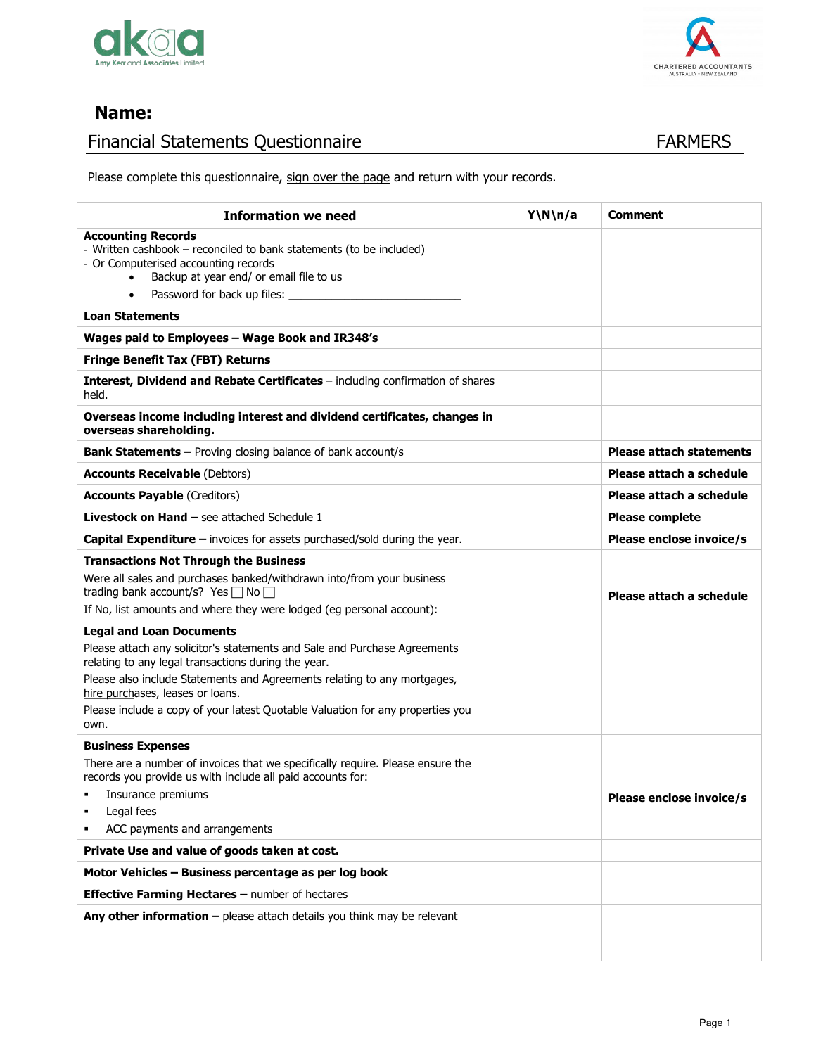akaa
Amy Kerr and Associates Limited

CHARTERED ACCOUNTANTS
AUSTRALIA + NEW ZEALAND

## Name:

## Financial Statements Questionnaire — FARMERS

Please complete this questionnaire, sign over the page and return with your records.

| Information we need | Y\N\n/a | Comment |
|---|---|---|
| **Accounting Records**<br>- Written cashbook – reconciled to bank statements (to be included)<br>- Or Computerised accounting records<br>• Backup at year end/ or email file to us<br>• Password for back up files: ___________________________ | | |
| **Loan Statements** | | |
| **Wages paid to Employees – Wage Book and IR348's** | | |
| **Fringe Benefit Tax (FBT) Returns** | | |
| **Interest, Dividend and Rebate Certificates** – including confirmation of shares held. | | |
| **Overseas income including interest and dividend certificates, changes in overseas shareholding.** | | |
| **Bank Statements –** Proving closing balance of bank account/s | | **Please attach statements** |
| **Accounts Receivable** (Debtors) | | **Please attach a schedule** |
| **Accounts Payable** (Creditors) | | **Please attach a schedule** |
| **Livestock on Hand –** see attached Schedule 1 | | **Please complete** |
| **Capital Expenditure –** invoices for assets purchased/sold during the year. | | **Please enclose invoice/s** |
| **Transactions Not Through the Business**<br>Were all sales and purchases banked/withdrawn into/from your business trading bank account/s? Yes ☐ No ☐<br>If No, list amounts and where they were lodged (eg personal account): | | **Please attach a schedule** |
| **Legal and Loan Documents**<br>Please attach any solicitor's statements and Sale and Purchase Agreements relating to any legal transactions during the year.<br>Please also include Statements and Agreements relating to any mortgages, hire purchases, leases or loans.<br>Please include a copy of your latest Quotable Valuation for any properties you own. | | |
| **Business Expenses**<br>There are a number of invoices that we specifically require. Please ensure the records you provide us with include all paid accounts for:<br>▪ Insurance premiums<br>▪ Legal fees<br>▪ ACC payments and arrangements | | **Please enclose invoice/s** |
| **Private Use and value of goods taken at cost.** | | |
| **Motor Vehicles – Business percentage as per log book** | | |
| **Effective Farming Hectares –** number of hectares | | |
| **Any other information –** please attach details you think may be relevant | | |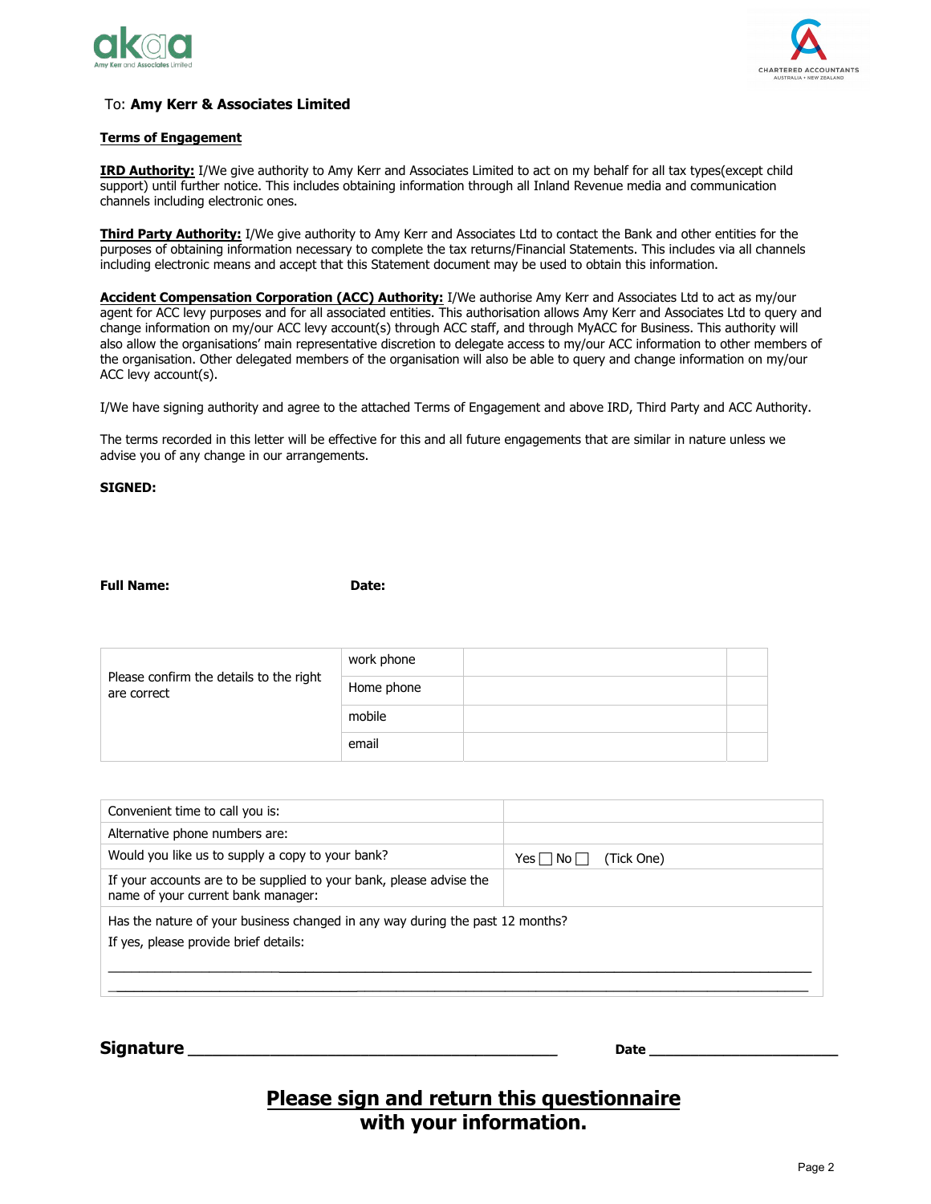To: **Amy Kerr & Associates Limited**

**Terms of Engagement**

**IRD Authority:** I/We give authority to Amy Kerr and Associates Limited to act on my behalf for all tax types(except child support) until further notice. This includes obtaining information through all Inland Revenue media and communication channels including electronic ones.

**Third Party Authority:** I/We give authority to Amy Kerr and Associates Ltd to contact the Bank and other entities for the purposes of obtaining information necessary to complete the tax returns/Financial Statements. This includes via all channels including electronic means and accept that this Statement document may be used to obtain this information.

**Accident Compensation Corporation (ACC) Authority:** I/We authorise Amy Kerr and Associates Ltd to act as my/our agent for ACC levy purposes and for all associated entities. This authorisation allows Amy Kerr and Associates Ltd to query and change information on my/our ACC levy account(s) through ACC staff, and through MyACC for Business. This authority will also allow the organisations' main representative discretion to delegate access to my/our ACC information to other members of the organisation. Other delegated members of the organisation will also be able to query and change information on my/our ACC levy account(s).

I/We have signing authority and agree to the attached Terms of Engagement and above IRD, Third Party and ACC Authority.

The terms recorded in this letter will be effective for this and all future engagements that are similar in nature unless we advise you of any change in our arrangements.

**SIGNED:**

**Full Name:** **Date:**

| Please confirm the details to the right are correct | work phone | | |
|---|---|---|---|
| | Home phone | | |
| | mobile | | |
| | email | | |

| Convenient time to call you is: | |
|---|---|
| Alternative phone numbers are: | |
| Would you like us to supply a copy to your bank? | Yes ☐ No ☐ (Tick One) |
| If your accounts are to be supplied to your bank, please advise the name of your current bank manager: | |
| Has the nature of your business changed in any way during the past 12 months? If yes, please provide brief details: | |

**Signature** ______________________________ **Date** ____________________

**Please sign and return this questionnaire with your information.**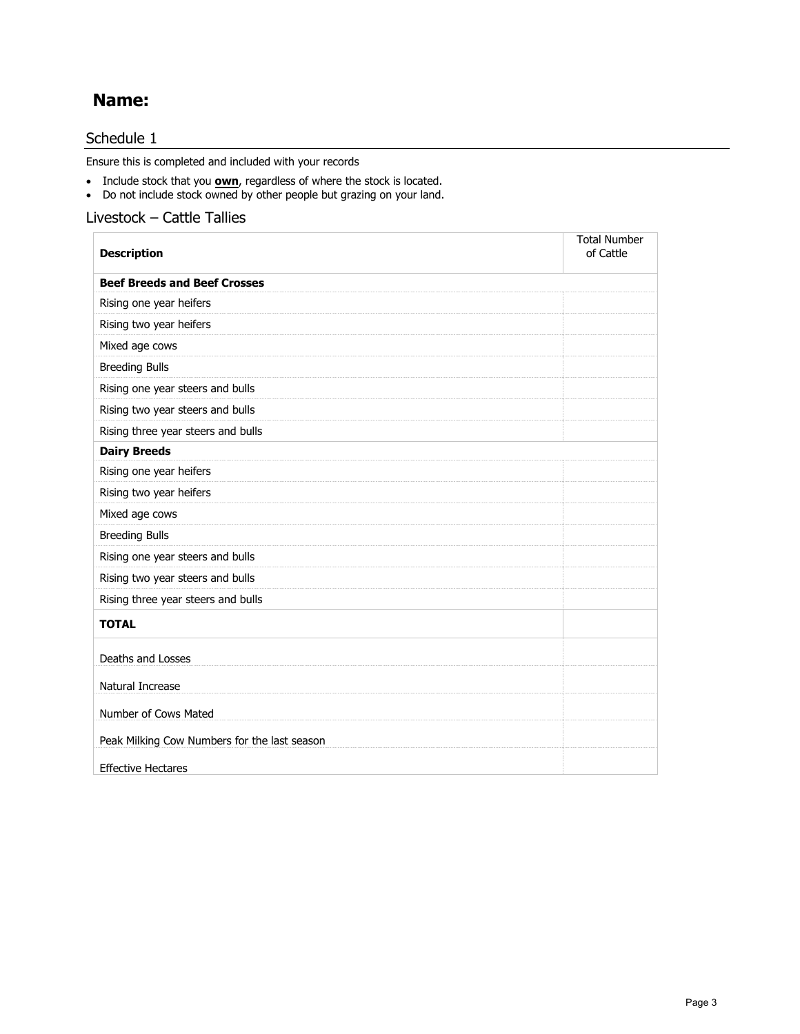## Name:

### Schedule 1

Ensure this is completed and included with your records

- Include stock that you **own**, regardless of where the stock is located.
- Do not include stock owned by other people but grazing on your land.

### Livestock – Cattle Tallies

| **Description** | Total Number of Cattle |
|---|---|
| **Beef Breeds and Beef Crosses** | |
| Rising one year heifers | |
| Rising two year heifers | |
| Mixed age cows | |
| Breeding Bulls | |
| Rising one year steers and bulls | |
| Rising two year steers and bulls | |
| Rising three year steers and bulls | |
| **Dairy Breeds** | |
| Rising one year heifers | |
| Rising two year heifers | |
| Mixed age cows | |
| Breeding Bulls | |
| Rising one year steers and bulls | |
| Rising two year steers and bulls | |
| Rising three year steers and bulls | |
| **TOTAL** | |
| Deaths and Losses | |
| Natural Increase | |
| Number of Cows Mated | |
| Peak Milking Cow Numbers for the last season | |
| Effective Hectares | |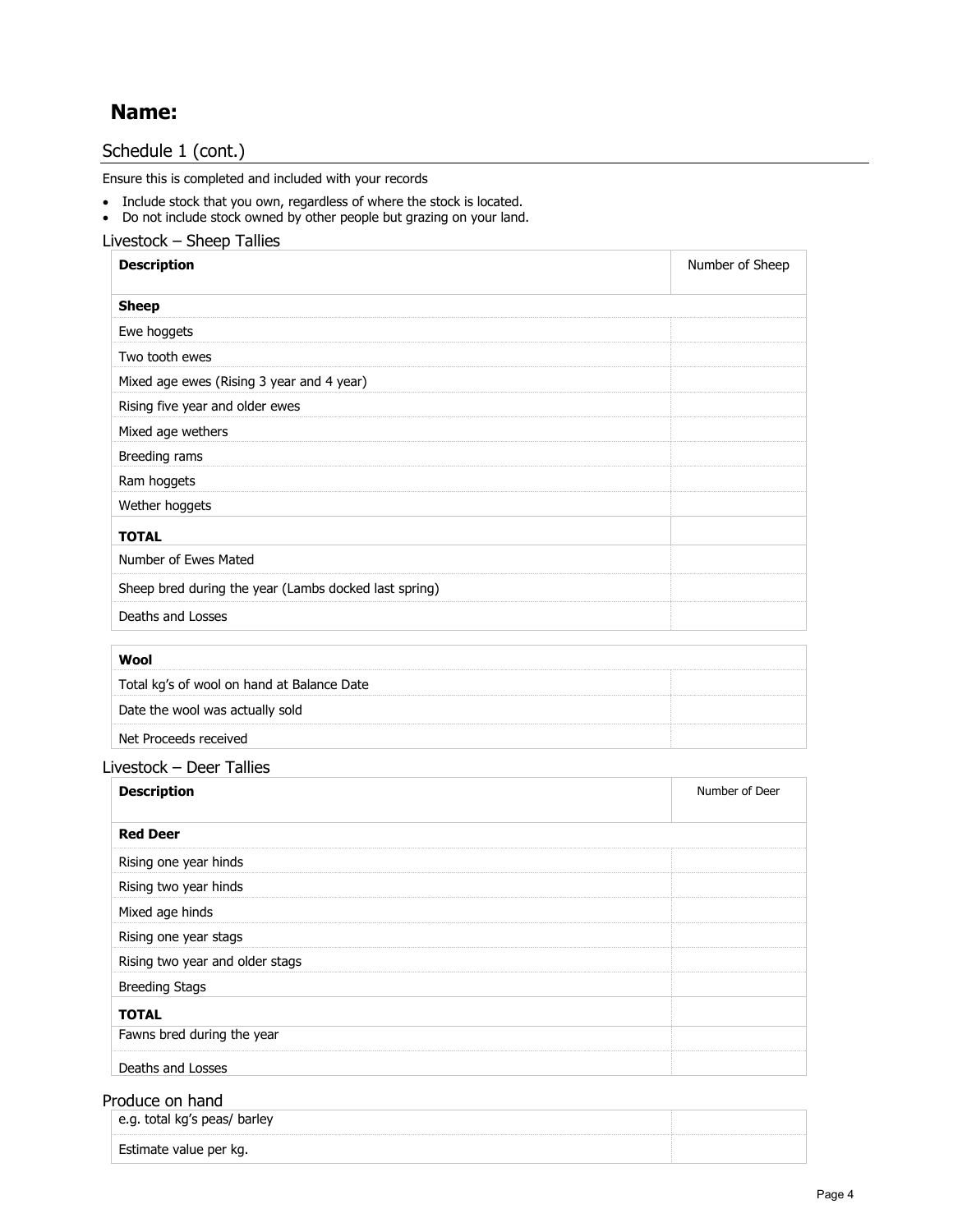## Name:

### Schedule 1 (cont.)

Ensure this is completed and included with your records

- Include stock that you own, regardless of where the stock is located.
- Do not include stock owned by other people but grazing on your land.

#### Livestock – Sheep Tallies

| **Description** | Number of Sheep |
|---|---|
| **Sheep** | |
| Ewe hoggets | |
| Two tooth ewes | |
| Mixed age ewes (Rising 3 year and 4 year) | |
| Rising five year and older ewes | |
| Mixed age wethers | |
| Breeding rams | |
| Ram hoggets | |
| Wether hoggets | |
| **TOTAL** | |
| Number of Ewes Mated | |
| Sheep bred during the year (Lambs docked last spring) | |
| Deaths and Losses | |

| **Wool** | |
|---|---|
| Total kg's of wool on hand at Balance Date | |
| Date the wool was actually sold | |
| Net Proceeds received | |

#### Livestock – Deer Tallies

| **Description** | Number of Deer |
|---|---|
| **Red Deer** | |
| Rising one year hinds | |
| Rising two year hinds | |
| Mixed age hinds | |
| Rising one year stags | |
| Rising two year and older stags | |
| Breeding Stags | |
| **TOTAL** | |
| Fawns bred during the year | |
| Deaths and Losses | |

#### Produce on hand

| | |
|---|---|
| e.g. total kg's peas/ barley | |
| Estimate value per kg. | |